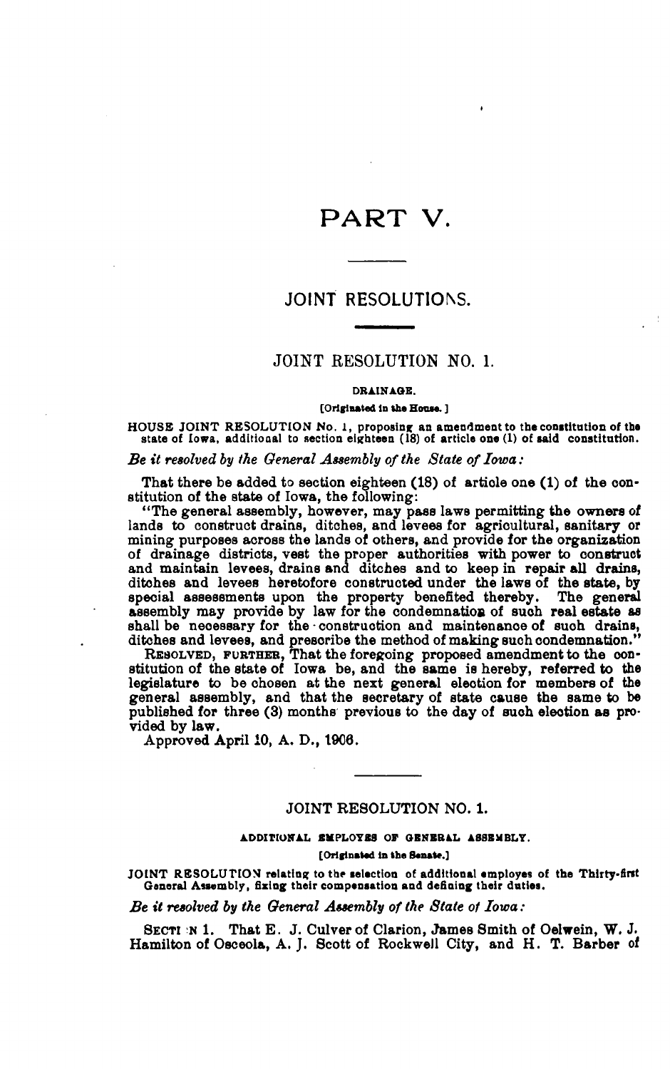# PART V.

## JOINT RESOLUTIONS.

### JOINT RESOLUTION NO. 1.

DRAINAGE.

[Originated in the House.]

HOUSE JOINT RESOLUTION No. 1, proposing an amendment to the constitution of the state of Iowa, additional to section eighteen (18) of article one (1) of said constitution.

*Be it resolved by the General Assembly of the State of Iowa:*

That there be added to section eighteen (18) of article one (1) of the constitution of the state of Iowa, the following:

"The general assembly, however, may pass laws permitting the owners of lands to construct drains, ditches, and levees for agricultural, sanitary or mining purposes across the lands of others, and provide for the organization of drainage districts, vest the proper authorities with power to construct and maintain levees, drains and ditches and to keep in repair all drains, ditches and levees heretofore constructed under the laws of the state, by special assessments upon the property benefited thereby. The general assembly may provide by law for the condemnation of such real estate as shall be necessary for the construction and maintenance of such drains, ditches and levees, and prescribe the method of making such condemnation."

RESOLVED, FURTHER, That the foregoing proposed amendment to the constitution of the state of Iowa be, and the same is hereby, referred to the legislature to be chosen at the next general election for members of the general assembly, and that the secretary of state cause the same to be published for three (3) months previous to the day of such election as provided by law.

Approved April 10, A. D., 1906.

---

### JOINT RESOLUTION NO. 1.

ADDITIONAL EMPLOYES OF GENERAL ASSEMBLY.

[Originated in the Senate.]

JOINT RESOLUTION relating to the selection of additional employes of the Thirty-first General Assembly, fixing their compensation and defining their duties.

*Be it resolved by the General Assembly of the State of Iowa:*

SECTION 1. That E. J. Culver of Clarion, James Smith of Oelwein, W. J. Hamilton of Osceola, A. J. Scott of Rockwell City, and H. T. Barber of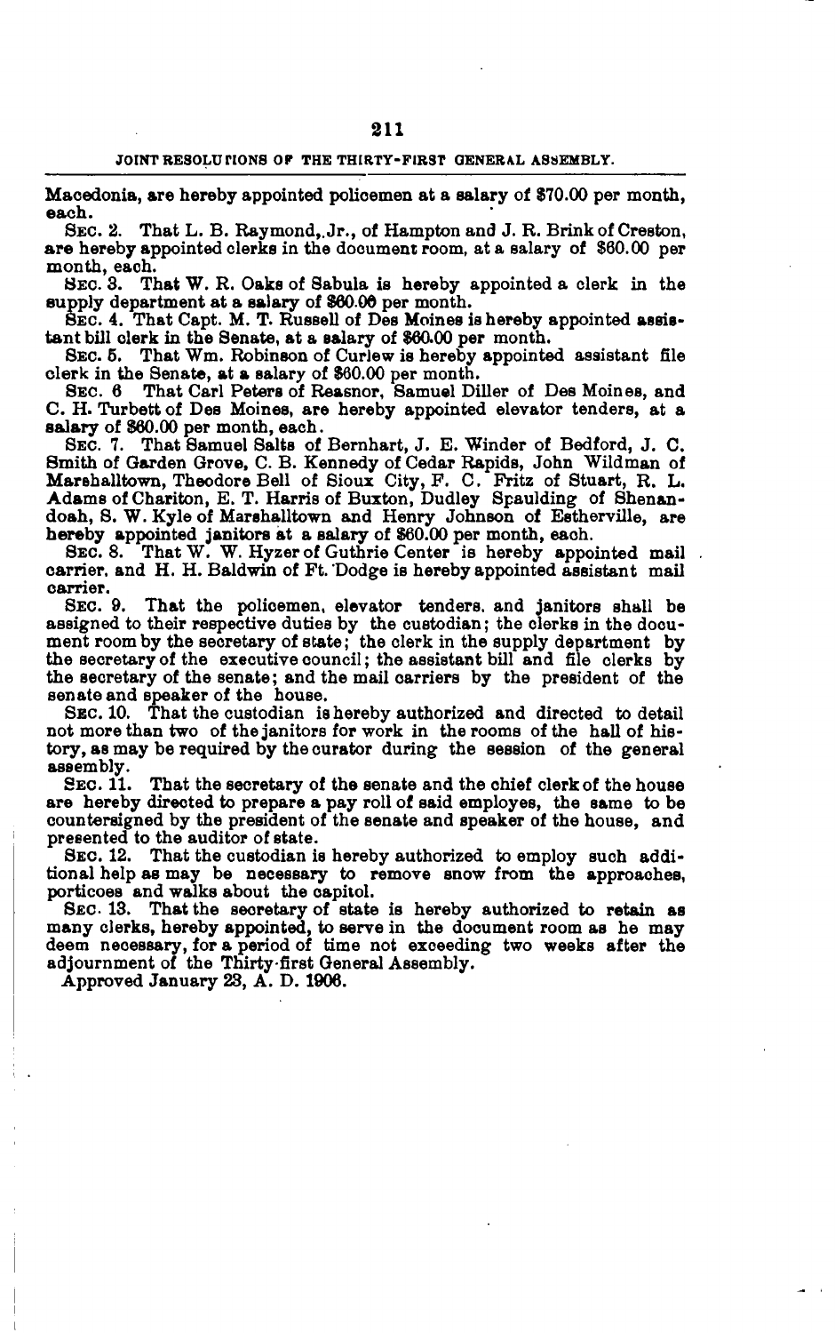Macedonia, are hereby appointed policemen at a salary of $70.00 per month, each.

SEC. 2. That L. B. Raymond, Jr., of Hampton and J. R. Brink of Creston, are hereby appointed clerks in the document room, at a salary of $60.00 per month, each.

SEC. 3. That W. R. Oaks of Sabula is hereby appointed a clerk in the supply department at a salary of $60.06 per month.

SEC. 4. That Capt. M. T. Russell of Des Moines is hereby appointed assistant bill clerk in the Senate, at a salary of $60.00 per month.

SEC. 5. That Wm. Robinson of Curlew is hereby appointed assistant file clerk in the Senate, at a salary of $60.00 per month.

SEC. 6 That Carl Peters of Reasnor, Samuel Diller of Des Moines, and C. H. Turbett of Des Moines, are hereby appointed elevator tenders, at a salary of $60.00 per month, each.

SEC. 7. That Samuel Salts of Bernhart, J. E. Winder of Bedford, J. C. Smith of Garden Grove, C. B. Kennedy of Cedar Rapids, John Wildman of Marshalltown, Theodore Bell of Sioux City, F. C. Fritz of Stuart, R. L. Adams of Chariton, E. T. Harris of Buxton, Dudley Spaulding of Shenandoah, S. W. Kyle of Marshalltown and Henry Johnson of Estherville, are hereby appointed janitors at a salary of $60.00 per month, each.

SEC. 8. That W. W. Hyzer of Guthrie Center is hereby appointed mail carrier, and H. H. Baldwin of Ft. Dodge is hereby appointed assistant mail carrier.

SEC. 9. That the policemen, elevator tenders, and janitors shall be assigned to their respective duties by the custodian; the clerks in the document room by the secretary of state; the clerk in the supply department by the secretary of the executive council; the assistant bill and file clerks by the secretary of the senate; and the mail carriers by the president of the senate and speaker of the house.

SEC. 10. That the custodian is hereby authorized and directed to detail not more than two of the janitors for work in the rooms of the hall of history, as may be required by the curator during the session of the general assembly.

SEC. 11. That the secretary of the senate and the chief clerk of the house are hereby directed to prepare a pay roll of said employes, the same to be countersigned by the president of the senate and speaker of the house, and presented to the auditor of state.

SEC. 12. That the custodian is hereby authorized to employ such additional help as may be necessary to remove snow from the approaches, porticoes and walks about the capitol.

SEC. 13. That the secretary of state is hereby authorized to retain as many clerks, hereby appointed, to serve in the document room as he may deem necessary, for a period of time not exceeding two weeks after the adjournment of the Thirty-first General Assembly.

Approved January 23, A. D. 1906.